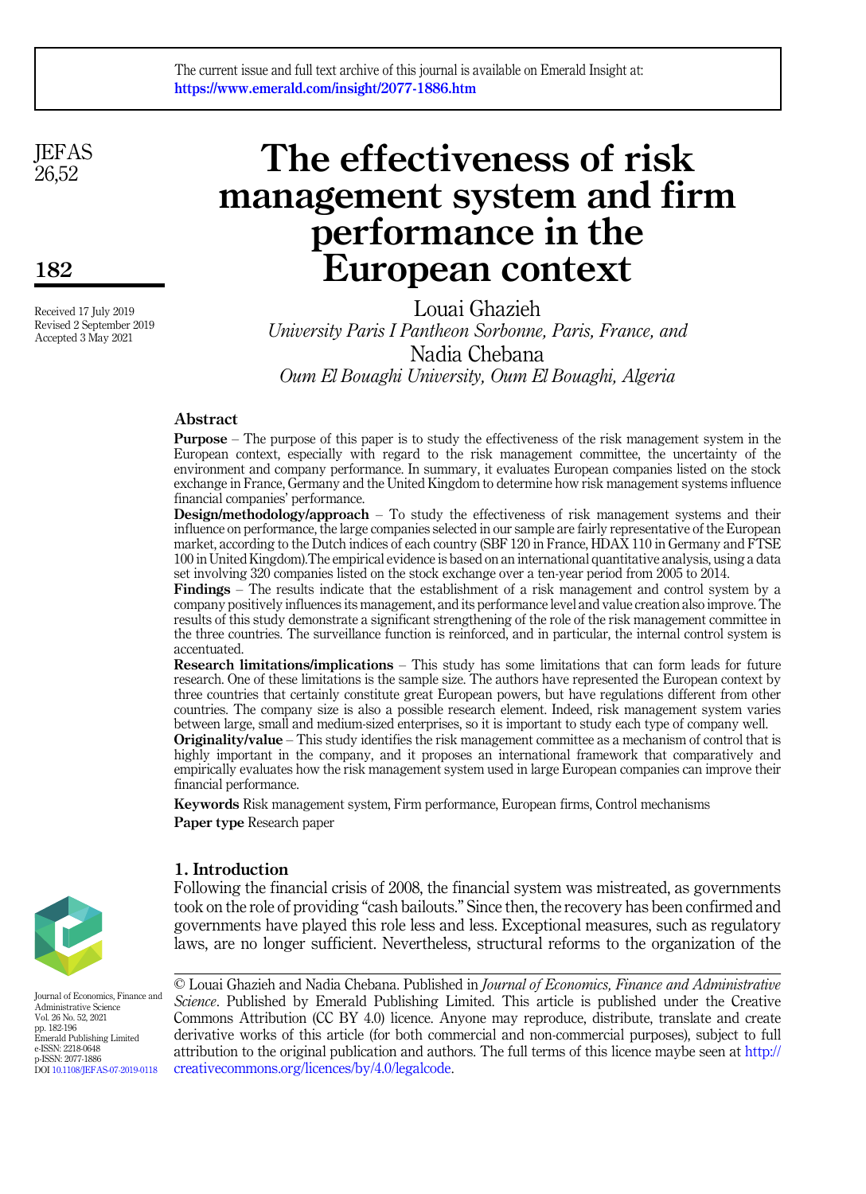The current issue and full text archive of this journal is available on Emerald Insight at: https://www.emerald.com/insight/2077-1886.htm

Received 17 July 2019
Revised 2 September 2019
Accepted 3 May 2021

# The effectiveness of risk management system and firm performance in the European context

Louai Ghazieh
*University Paris I Pantheon Sorbonne, Paris, France, and*

Nadia Chebana
*Oum El Bouaghi University, Oum El Bouaghi, Algeria*

## Abstract

**Purpose** – The purpose of this paper is to study the effectiveness of the risk management system in the European context, especially with regard to the risk management committee, the uncertainty of the environment and company performance. In summary, it evaluates European companies listed on the stock exchange in France, Germany and the United Kingdom to determine how risk management systems influence financial companies' performance.

**Design/methodology/approach** – To study the effectiveness of risk management systems and their influence on performance, the large companies selected in our sample are fairly representative of the European market, according to the Dutch indices of each country (SBF 120 in France, HDAX 110 in Germany and FTSE 100 in United Kingdom).The empirical evidence is based on an international quantitative analysis, using a data set involving 320 companies listed on the stock exchange over a ten-year period from 2005 to 2014.

**Findings** – The results indicate that the establishment of a risk management and control system by a company positively influences its management, and its performance level and value creation also improve. The results of this study demonstrate a significant strengthening of the role of the risk management committee in the three countries. The surveillance function is reinforced, and in particular, the internal control system is accentuated.

**Research limitations/implications** – This study has some limitations that can form leads for future research. One of these limitations is the sample size. The authors have represented the European context by three countries that certainly constitute great European powers, but have regulations different from other countries. The company size is also a possible research element. Indeed, risk management system varies between large, small and medium-sized enterprises, so it is important to study each type of company well.

**Originality/value** – This study identifies the risk management committee as a mechanism of control that is highly important in the company, and it proposes an international framework that comparatively and empirically evaluates how the risk management system used in large European companies can improve their financial performance.

**Keywords** Risk management system, Firm performance, European firms, Control mechanisms

**Paper type** Research paper

## 1. Introduction

Following the financial crisis of 2008, the financial system was mistreated, as governments took on the role of providing "cash bailouts." Since then, the recovery has been confirmed and governments have played this role less and less. Exceptional measures, such as regulatory laws, are no longer sufficient. Nevertheless, structural reforms to the organization of the

© Louai Ghazieh and Nadia Chebana. Published in *Journal of Economics, Finance and Administrative Science*. Published by Emerald Publishing Limited. This article is published under the Creative Commons Attribution (CC BY 4.0) licence. Anyone may reproduce, distribute, translate and create derivative works of this article (for both commercial and non-commercial purposes), subject to full attribution to the original publication and authors. The full terms of this licence maybe seen at http://creativecommons.org/licences/by/4.0/legalcode.

Journal of Economics, Finance and Administrative Science
Vol. 26 No. 52, 2021
pp. 182-196
Emerald Publishing Limited
e-ISSN: 2218-0648
p-ISSN: 2077-1886
DOI 10.1108/JEFAS-07-2019-0118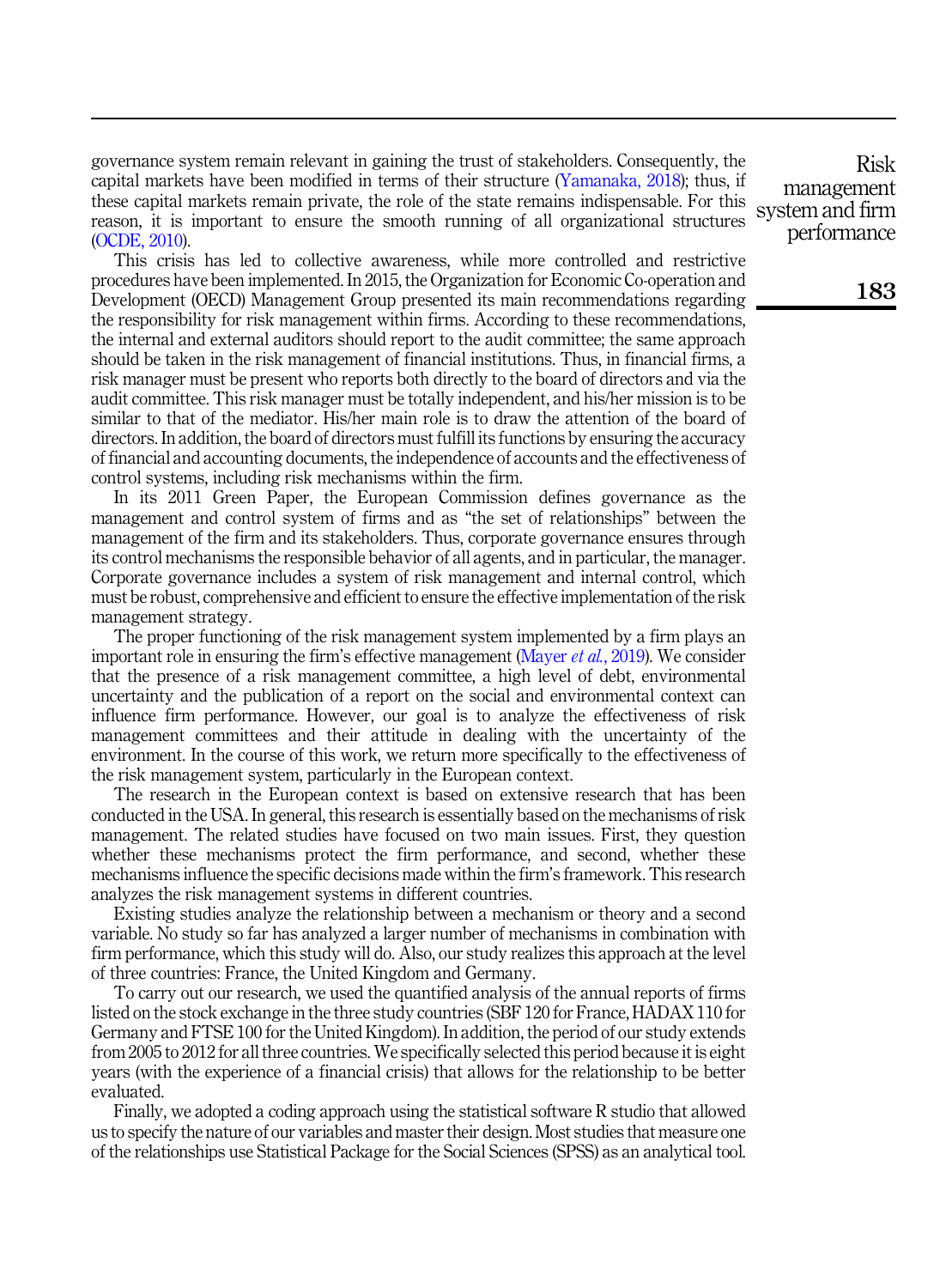governance system remain relevant in gaining the trust of stakeholders. Consequently, the capital markets have been modified in terms of their structure (Yamanaka, 2018); thus, if these capital markets remain private, the role of the state remains indispensable. For this reason, it is important to ensure the smooth running of all organizational structures (OCDE, 2010).

This crisis has led to collective awareness, while more controlled and restrictive procedures have been implemented. In 2015, the Organization for Economic Co-operation and Development (OECD) Management Group presented its main recommendations regarding the responsibility for risk management within firms. According to these recommendations, the internal and external auditors should report to the audit committee; the same approach should be taken in the risk management of financial institutions. Thus, in financial firms, a risk manager must be present who reports both directly to the board of directors and via the audit committee. This risk manager must be totally independent, and his/her mission is to be similar to that of the mediator. His/her main role is to draw the attention of the board of directors. In addition, the board of directors must fulfill its functions by ensuring the accuracy of financial and accounting documents, the independence of accounts and the effectiveness of control systems, including risk mechanisms within the firm.

In its 2011 Green Paper, the European Commission defines governance as the management and control system of firms and as "the set of relationships" between the management of the firm and its stakeholders. Thus, corporate governance ensures through its control mechanisms the responsible behavior of all agents, and in particular, the manager. Corporate governance includes a system of risk management and internal control, which must be robust, comprehensive and efficient to ensure the effective implementation of the risk management strategy.

The proper functioning of the risk management system implemented by a firm plays an important role in ensuring the firm's effective management (Mayer *et al.*, 2019). We consider that the presence of a risk management committee, a high level of debt, environmental uncertainty and the publication of a report on the social and environmental context can influence firm performance. However, our goal is to analyze the effectiveness of risk management committees and their attitude in dealing with the uncertainty of the environment. In the course of this work, we return more specifically to the effectiveness of the risk management system, particularly in the European context.

The research in the European context is based on extensive research that has been conducted in the USA. In general, this research is essentially based on the mechanisms of risk management. The related studies have focused on two main issues. First, they question whether these mechanisms protect the firm performance, and second, whether these mechanisms influence the specific decisions made within the firm's framework. This research analyzes the risk management systems in different countries.

Existing studies analyze the relationship between a mechanism or theory and a second variable. No study so far has analyzed a larger number of mechanisms in combination with firm performance, which this study will do. Also, our study realizes this approach at the level of three countries: France, the United Kingdom and Germany.

To carry out our research, we used the quantified analysis of the annual reports of firms listed on the stock exchange in the three study countries (SBF 120 for France, HADAX 110 for Germany and FTSE 100 for the United Kingdom). In addition, the period of our study extends from 2005 to 2012 for all three countries. We specifically selected this period because it is eight years (with the experience of a financial crisis) that allows for the relationship to be better evaluated.

Finally, we adopted a coding approach using the statistical software R studio that allowed us to specify the nature of our variables and master their design. Most studies that measure one of the relationships use Statistical Package for the Social Sciences (SPSS) as an analytical tool.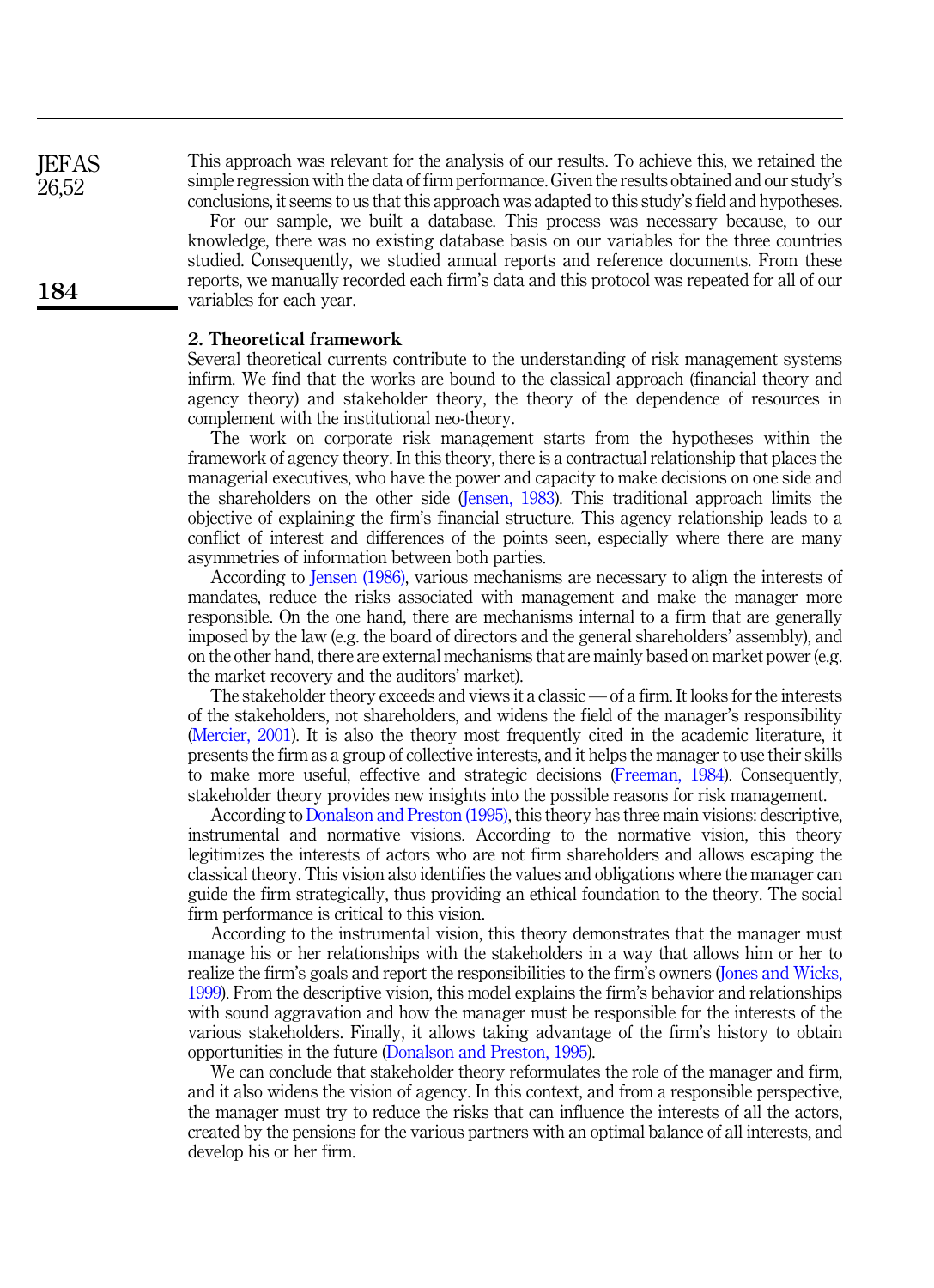This approach was relevant for the analysis of our results. To achieve this, we retained the simple regression with the data of firm performance. Given the results obtained and our study's conclusions, it seems to us that this approach was adapted to this study's field and hypotheses.

For our sample, we built a database. This process was necessary because, to our knowledge, there was no existing database basis on our variables for the three countries studied. Consequently, we studied annual reports and reference documents. From these reports, we manually recorded each firm's data and this protocol was repeated for all of our variables for each year.

## 2. Theoretical framework

Several theoretical currents contribute to the understanding of risk management systems infirm. We find that the works are bound to the classical approach (financial theory and agency theory) and stakeholder theory, the theory of the dependence of resources in complement with the institutional neo-theory.

The work on corporate risk management starts from the hypotheses within the framework of agency theory. In this theory, there is a contractual relationship that places the managerial executives, who have the power and capacity to make decisions on one side and the shareholders on the other side (Jensen, 1983). This traditional approach limits the objective of explaining the firm's financial structure. This agency relationship leads to a conflict of interest and differences of the points seen, especially where there are many asymmetries of information between both parties.

According to Jensen (1986), various mechanisms are necessary to align the interests of mandates, reduce the risks associated with management and make the manager more responsible. On the one hand, there are mechanisms internal to a firm that are generally imposed by the law (e.g. the board of directors and the general shareholders' assembly), and on the other hand, there are external mechanisms that are mainly based on market power (e.g. the market recovery and the auditors' market).

The stakeholder theory exceeds and views it a classic — of a firm. It looks for the interests of the stakeholders, not shareholders, and widens the field of the manager's responsibility (Mercier, 2001). It is also the theory most frequently cited in the academic literature, it presents the firm as a group of collective interests, and it helps the manager to use their skills to make more useful, effective and strategic decisions (Freeman, 1984). Consequently, stakeholder theory provides new insights into the possible reasons for risk management.

According to Donalson and Preston (1995), this theory has three main visions: descriptive, instrumental and normative visions. According to the normative vision, this theory legitimizes the interests of actors who are not firm shareholders and allows escaping the classical theory. This vision also identifies the values and obligations where the manager can guide the firm strategically, thus providing an ethical foundation to the theory. The social firm performance is critical to this vision.

According to the instrumental vision, this theory demonstrates that the manager must manage his or her relationships with the stakeholders in a way that allows him or her to realize the firm's goals and report the responsibilities to the firm's owners (Jones and Wicks, 1999). From the descriptive vision, this model explains the firm's behavior and relationships with sound aggravation and how the manager must be responsible for the interests of the various stakeholders. Finally, it allows taking advantage of the firm's history to obtain opportunities in the future (Donalson and Preston, 1995).

We can conclude that stakeholder theory reformulates the role of the manager and firm, and it also widens the vision of agency. In this context, and from a responsible perspective, the manager must try to reduce the risks that can influence the interests of all the actors, created by the pensions for the various partners with an optimal balance of all interests, and develop his or her firm.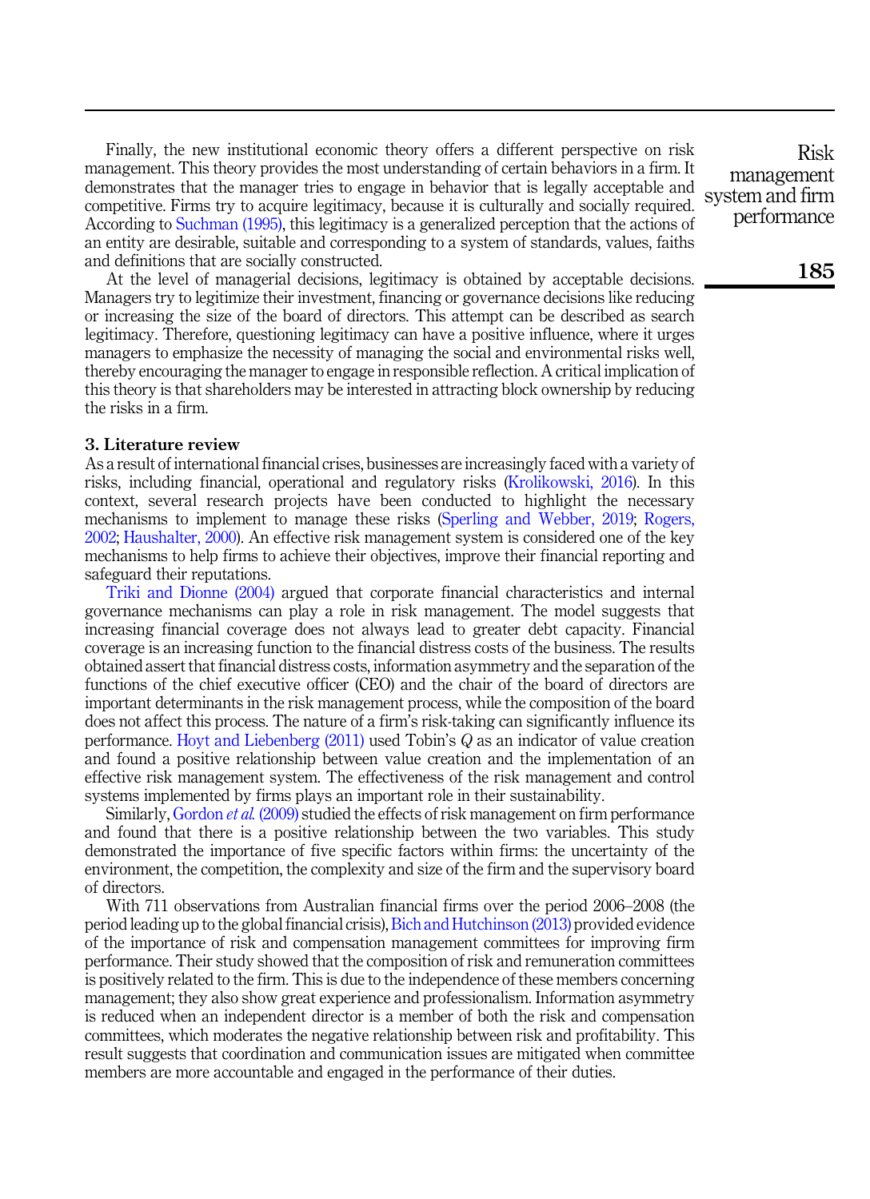Finally, the new institutional economic theory offers a different perspective on risk management. This theory provides the most understanding of certain behaviors in a firm. It demonstrates that the manager tries to engage in behavior that is legally acceptable and competitive. Firms try to acquire legitimacy, because it is culturally and socially required. According to Suchman (1995), this legitimacy is a generalized perception that the actions of an entity are desirable, suitable and corresponding to a system of standards, values, faiths and definitions that are socially constructed.

At the level of managerial decisions, legitimacy is obtained by acceptable decisions. Managers try to legitimize their investment, financing or governance decisions like reducing or increasing the size of the board of directors. This attempt can be described as search legitimacy. Therefore, questioning legitimacy can have a positive influence, where it urges managers to emphasize the necessity of managing the social and environmental risks well, thereby encouraging the manager to engage in responsible reflection. A critical implication of this theory is that shareholders may be interested in attracting block ownership by reducing the risks in a firm.

## 3. Literature review

As a result of international financial crises, businesses are increasingly faced with a variety of risks, including financial, operational and regulatory risks (Krolikowski, 2016). In this context, several research projects have been conducted to highlight the necessary mechanisms to implement to manage these risks (Sperling and Webber, 2019; Rogers, 2002; Haushalter, 2000). An effective risk management system is considered one of the key mechanisms to help firms to achieve their objectives, improve their financial reporting and safeguard their reputations.

Triki and Dionne (2004) argued that corporate financial characteristics and internal governance mechanisms can play a role in risk management. The model suggests that increasing financial coverage does not always lead to greater debt capacity. Financial coverage is an increasing function to the financial distress costs of the business. The results obtained assert that financial distress costs, information asymmetry and the separation of the functions of the chief executive officer (CEO) and the chair of the board of directors are important determinants in the risk management process, while the composition of the board does not affect this process. The nature of a firm's risk-taking can significantly influence its performance. Hoyt and Liebenberg (2011) used Tobin's *Q* as an indicator of value creation and found a positive relationship between value creation and the implementation of an effective risk management system. The effectiveness of the risk management and control systems implemented by firms plays an important role in their sustainability.

Similarly, Gordon *et al.* (2009) studied the effects of risk management on firm performance and found that there is a positive relationship between the two variables. This study demonstrated the importance of five specific factors within firms: the uncertainty of the environment, the competition, the complexity and size of the firm and the supervisory board of directors.

With 711 observations from Australian financial firms over the period 2006–2008 (the period leading up to the global financial crisis), Bich and Hutchinson (2013) provided evidence of the importance of risk and compensation management committees for improving firm performance. Their study showed that the composition of risk and remuneration committees is positively related to the firm. This is due to the independence of these members concerning management; they also show great experience and professionalism. Information asymmetry is reduced when an independent director is a member of both the risk and compensation committees, which moderates the negative relationship between risk and profitability. This result suggests that coordination and communication issues are mitigated when committee members are more accountable and engaged in the performance of their duties.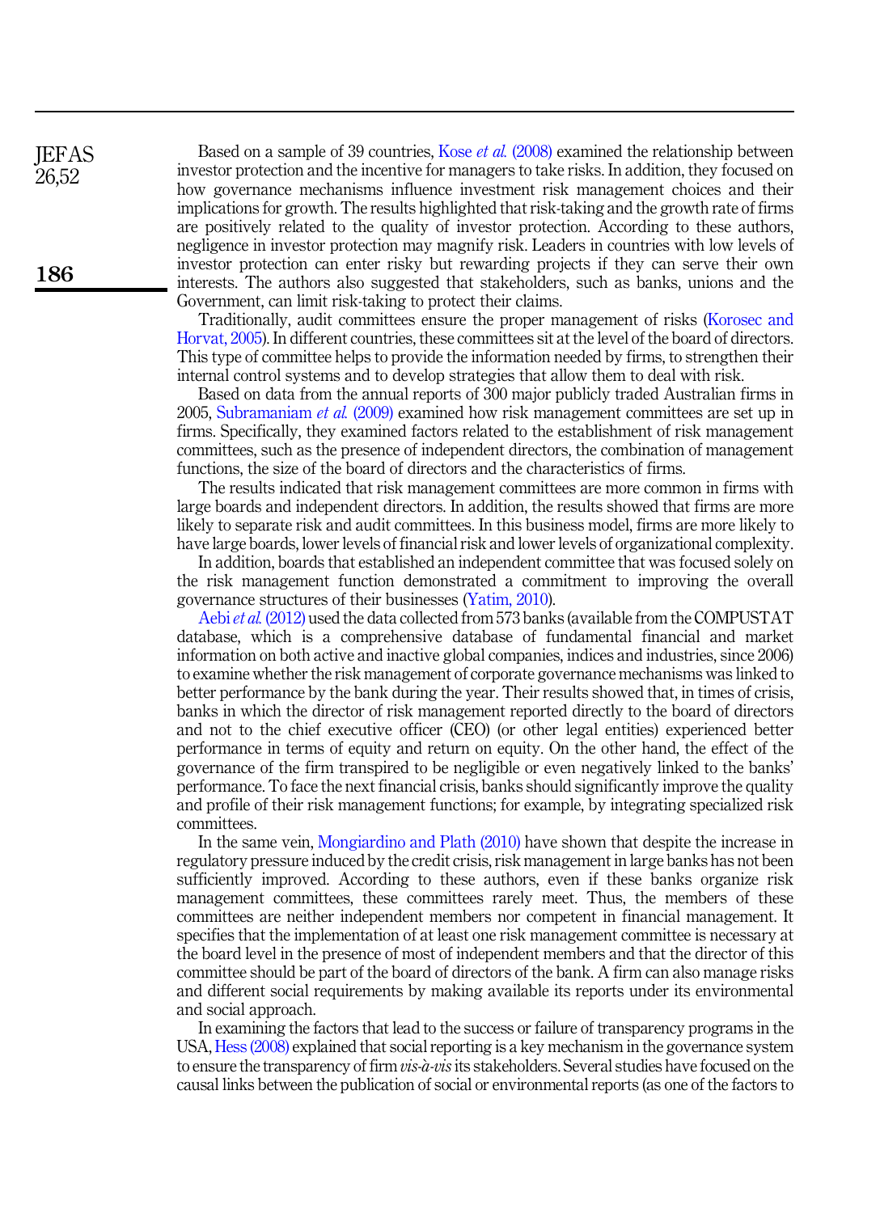Based on a sample of 39 countries, Kose *et al.* (2008) examined the relationship between investor protection and the incentive for managers to take risks. In addition, they focused on how governance mechanisms influence investment risk management choices and their implications for growth. The results highlighted that risk-taking and the growth rate of firms are positively related to the quality of investor protection. According to these authors, negligence in investor protection may magnify risk. Leaders in countries with low levels of investor protection can enter risky but rewarding projects if they can serve their own interests. The authors also suggested that stakeholders, such as banks, unions and the Government, can limit risk-taking to protect their claims.

Traditionally, audit committees ensure the proper management of risks (Korosec and Horvat, 2005). In different countries, these committees sit at the level of the board of directors. This type of committee helps to provide the information needed by firms, to strengthen their internal control systems and to develop strategies that allow them to deal with risk.

Based on data from the annual reports of 300 major publicly traded Australian firms in 2005, Subramaniam *et al.* (2009) examined how risk management committees are set up in firms. Specifically, they examined factors related to the establishment of risk management committees, such as the presence of independent directors, the combination of management functions, the size of the board of directors and the characteristics of firms.

The results indicated that risk management committees are more common in firms with large boards and independent directors. In addition, the results showed that firms are more likely to separate risk and audit committees. In this business model, firms are more likely to have large boards, lower levels of financial risk and lower levels of organizational complexity.

In addition, boards that established an independent committee that was focused solely on the risk management function demonstrated a commitment to improving the overall governance structures of their businesses (Yatim, 2010).

Aebi *et al.* (2012) used the data collected from 573 banks (available from the COMPUSTAT database, which is a comprehensive database of fundamental financial and market information on both active and inactive global companies, indices and industries, since 2006) to examine whether the risk management of corporate governance mechanisms was linked to better performance by the bank during the year. Their results showed that, in times of crisis, banks in which the director of risk management reported directly to the board of directors and not to the chief executive officer (CEO) (or other legal entities) experienced better performance in terms of equity and return on equity. On the other hand, the effect of the governance of the firm transpired to be negligible or even negatively linked to the banks' performance. To face the next financial crisis, banks should significantly improve the quality and profile of their risk management functions; for example, by integrating specialized risk committees.

In the same vein, Mongiardino and Plath (2010) have shown that despite the increase in regulatory pressure induced by the credit crisis, risk management in large banks has not been sufficiently improved. According to these authors, even if these banks organize risk management committees, these committees rarely meet. Thus, the members of these committees are neither independent members nor competent in financial management. It specifies that the implementation of at least one risk management committee is necessary at the board level in the presence of most of independent members and that the director of this committee should be part of the board of directors of the bank. A firm can also manage risks and different social requirements by making available its reports under its environmental and social approach.

In examining the factors that lead to the success or failure of transparency programs in the USA, Hess (2008) explained that social reporting is a key mechanism in the governance system to ensure the transparency of firm *vis-à-vis* its stakeholders. Several studies have focused on the causal links between the publication of social or environmental reports (as one of the factors to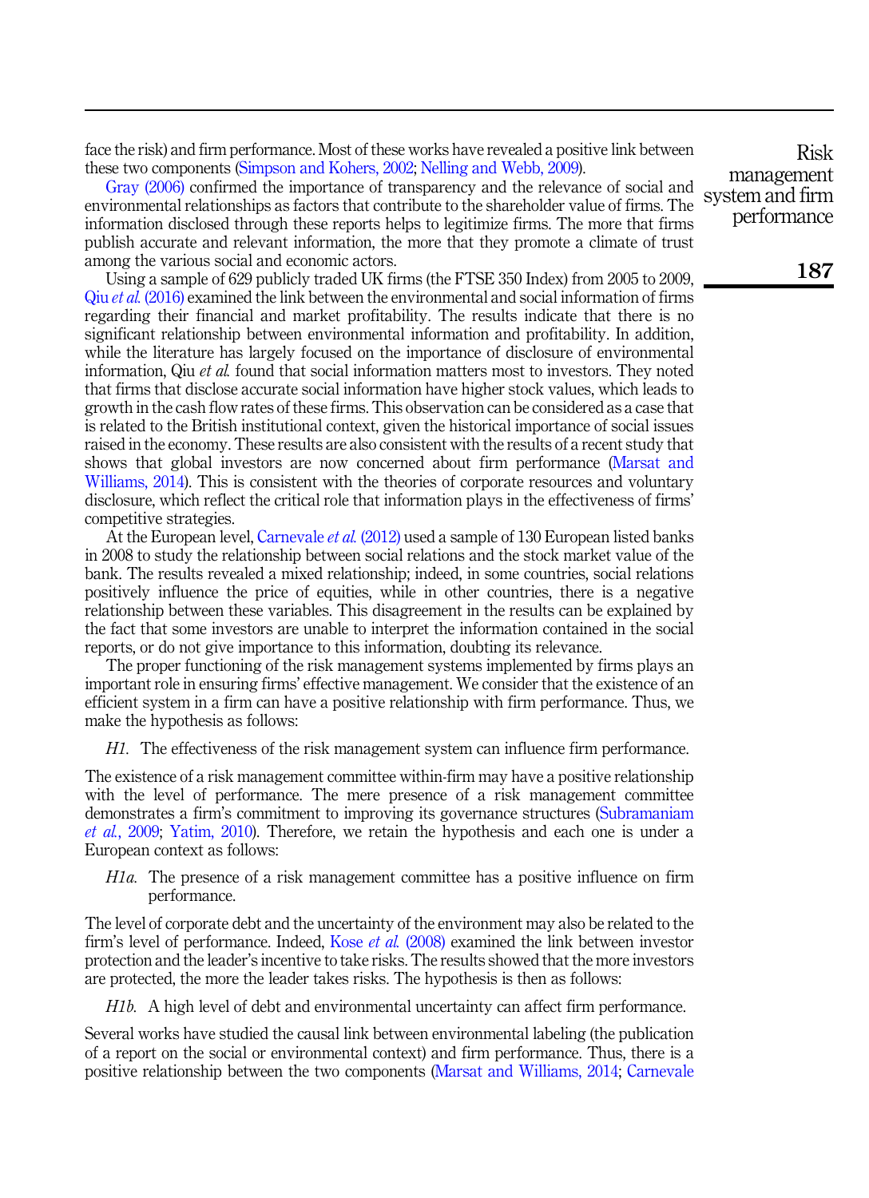face the risk) and firm performance. Most of these works have revealed a positive link between these two components (Simpson and Kohers, 2002; Nelling and Webb, 2009).

Gray (2006) confirmed the importance of transparency and the relevance of social and environmental relationships as factors that contribute to the shareholder value of firms. The information disclosed through these reports helps to legitimize firms. The more that firms publish accurate and relevant information, the more that they promote a climate of trust among the various social and economic actors.

Using a sample of 629 publicly traded UK firms (the FTSE 350 Index) from 2005 to 2009, Qiu *et al.* (2016) examined the link between the environmental and social information of firms regarding their financial and market profitability. The results indicate that there is no significant relationship between environmental information and profitability. In addition, while the literature has largely focused on the importance of disclosure of environmental information, Qiu *et al.* found that social information matters most to investors. They noted that firms that disclose accurate social information have higher stock values, which leads to growth in the cash flow rates of these firms. This observation can be considered as a case that is related to the British institutional context, given the historical importance of social issues raised in the economy. These results are also consistent with the results of a recent study that shows that global investors are now concerned about firm performance (Marsat and Williams, 2014). This is consistent with the theories of corporate resources and voluntary disclosure, which reflect the critical role that information plays in the effectiveness of firms' competitive strategies.

At the European level, Carnevale *et al.* (2012) used a sample of 130 European listed banks in 2008 to study the relationship between social relations and the stock market value of the bank. The results revealed a mixed relationship; indeed, in some countries, social relations positively influence the price of equities, while in other countries, there is a negative relationship between these variables. This disagreement in the results can be explained by the fact that some investors are unable to interpret the information contained in the social reports, or do not give importance to this information, doubting its relevance.

The proper functioning of the risk management systems implemented by firms plays an important role in ensuring firms' effective management. We consider that the existence of an efficient system in a firm can have a positive relationship with firm performance. Thus, we make the hypothesis as follows:

> *H1.* The effectiveness of the risk management system can influence firm performance.

The existence of a risk management committee within-firm may have a positive relationship with the level of performance. The mere presence of a risk management committee demonstrates a firm's commitment to improving its governance structures (Subramaniam *et al.*, 2009; Yatim, 2010). Therefore, we retain the hypothesis and each one is under a European context as follows:

> *H1a.* The presence of a risk management committee has a positive influence on firm performance.

The level of corporate debt and the uncertainty of the environment may also be related to the firm's level of performance. Indeed, Kose *et al.* (2008) examined the link between investor protection and the leader's incentive to take risks. The results showed that the more investors are protected, the more the leader takes risks. The hypothesis is then as follows:

> *H1b.* A high level of debt and environmental uncertainty can affect firm performance.

Several works have studied the causal link between environmental labeling (the publication of a report on the social or environmental context) and firm performance. Thus, there is a positive relationship between the two components (Marsat and Williams, 2014; Carnevale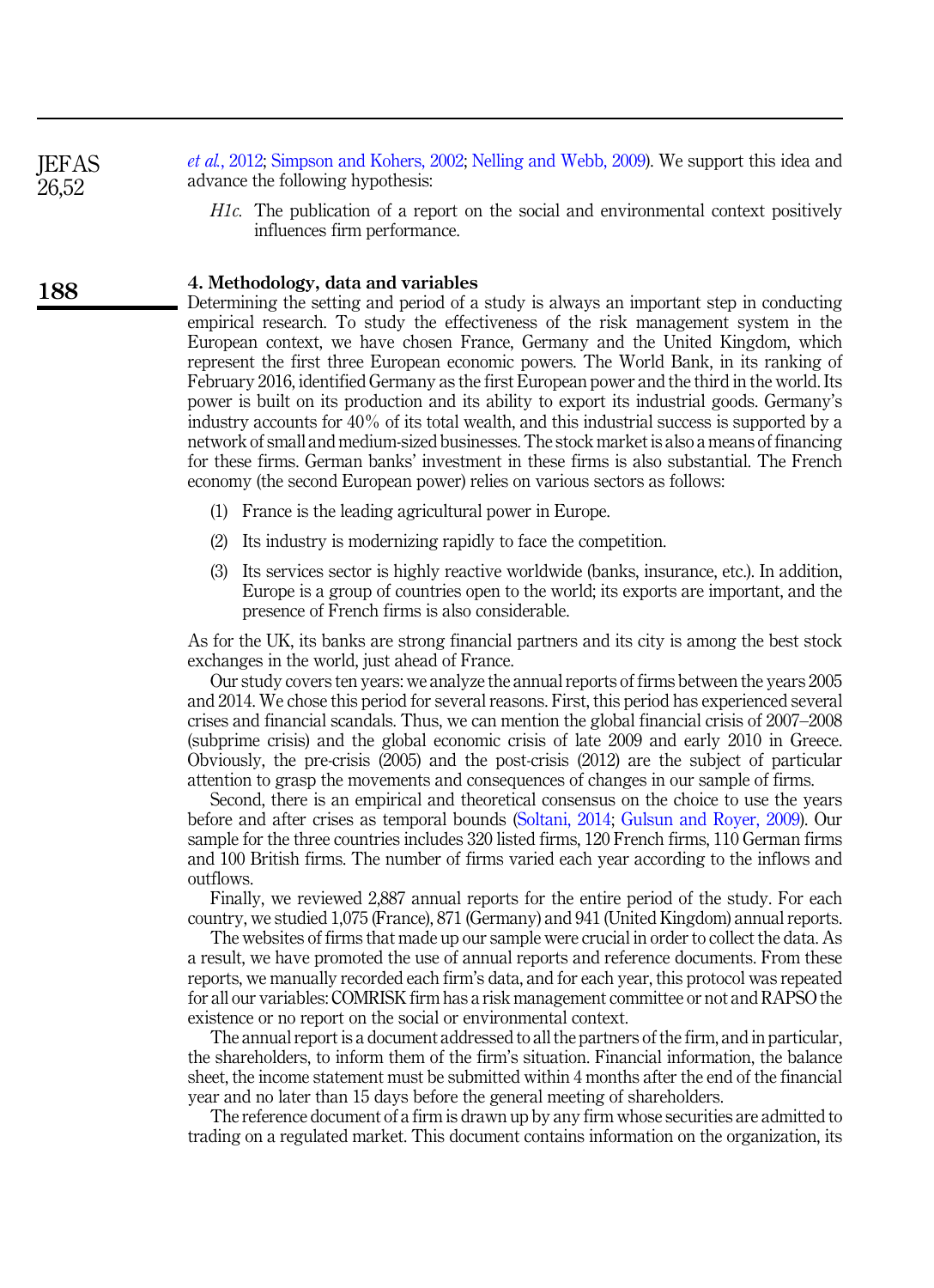*et al.*, 2012; Simpson and Kohers, 2002; Nelling and Webb, 2009). We support this idea and advance the following hypothesis:

> *H1c.* The publication of a report on the social and environmental context positively influences firm performance.

## 4. Methodology, data and variables

Determining the setting and period of a study is always an important step in conducting empirical research. To study the effectiveness of the risk management system in the European context, we have chosen France, Germany and the United Kingdom, which represent the first three European economic powers. The World Bank, in its ranking of February 2016, identified Germany as the first European power and the third in the world. Its power is built on its production and its ability to export its industrial goods. Germany's industry accounts for 40% of its total wealth, and this industrial success is supported by a network of small and medium-sized businesses. The stock market is also a means of financing for these firms. German banks' investment in these firms is also substantial. The French economy (the second European power) relies on various sectors as follows:

1. France is the leading agricultural power in Europe.
2. Its industry is modernizing rapidly to face the competition.
3. Its services sector is highly reactive worldwide (banks, insurance, etc.). In addition, Europe is a group of countries open to the world; its exports are important, and the presence of French firms is also considerable.

As for the UK, its banks are strong financial partners and its city is among the best stock exchanges in the world, just ahead of France.

Our study covers ten years: we analyze the annual reports of firms between the years 2005 and 2014. We chose this period for several reasons. First, this period has experienced several crises and financial scandals. Thus, we can mention the global financial crisis of 2007–2008 (subprime crisis) and the global economic crisis of late 2009 and early 2010 in Greece. Obviously, the pre-crisis (2005) and the post-crisis (2012) are the subject of particular attention to grasp the movements and consequences of changes in our sample of firms.

Second, there is an empirical and theoretical consensus on the choice to use the years before and after crises as temporal bounds (Soltani, 2014; Gulsun and Royer, 2009). Our sample for the three countries includes 320 listed firms, 120 French firms, 110 German firms and 100 British firms. The number of firms varied each year according to the inflows and outflows.

Finally, we reviewed 2,887 annual reports for the entire period of the study. For each country, we studied 1,075 (France), 871 (Germany) and 941 (United Kingdom) annual reports.

The websites of firms that made up our sample were crucial in order to collect the data. As a result, we have promoted the use of annual reports and reference documents. From these reports, we manually recorded each firm's data, and for each year, this protocol was repeated for all our variables: COMRISK firm has a risk management committee or not and RAPSO the existence or no report on the social or environmental context.

The annual report is a document addressed to all the partners of the firm, and in particular, the shareholders, to inform them of the firm's situation. Financial information, the balance sheet, the income statement must be submitted within 4 months after the end of the financial year and no later than 15 days before the general meeting of shareholders.

The reference document of a firm is drawn up by any firm whose securities are admitted to trading on a regulated market. This document contains information on the organization, its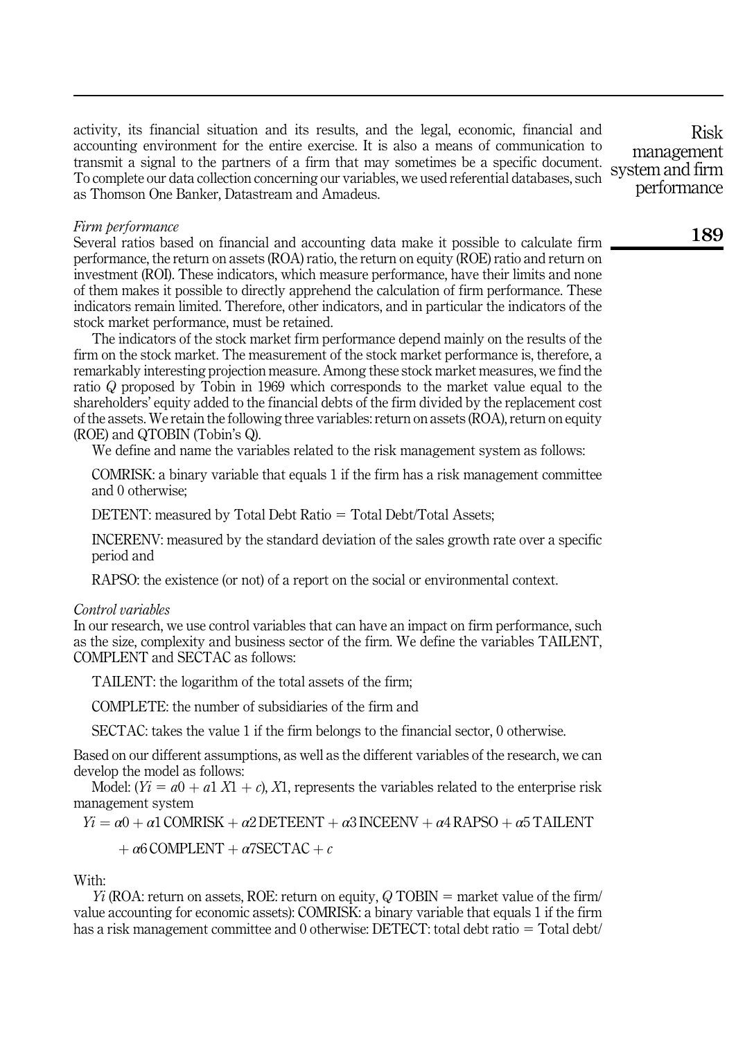activity, its financial situation and its results, and the legal, economic, financial and accounting environment for the entire exercise. It is also a means of communication to transmit a signal to the partners of a firm that may sometimes be a specific document. To complete our data collection concerning our variables, we used referential databases, such as Thomson One Banker, Datastream and Amadeus.

*Firm performance*

Several ratios based on financial and accounting data make it possible to calculate firm performance, the return on assets (ROA) ratio, the return on equity (ROE) ratio and return on investment (ROI). These indicators, which measure performance, have their limits and none of them makes it possible to directly apprehend the calculation of firm performance. These indicators remain limited. Therefore, other indicators, and in particular the indicators of the stock market performance, must be retained.

The indicators of the stock market firm performance depend mainly on the results of the firm on the stock market. The measurement of the stock market performance is, therefore, a remarkably interesting projection measure. Among these stock market measures, we find the ratio $Q$ proposed by Tobin in 1969 which corresponds to the market value equal to the shareholders' equity added to the financial debts of the firm divided by the replacement cost of the assets. We retain the following three variables: return on assets (ROA), return on equity (ROE) and QTOBIN (Tobin's Q).

We define and name the variables related to the risk management system as follows:

COMRISK: a binary variable that equals 1 if the firm has a risk management committee and 0 otherwise;

DETENT: measured by Total Debt Ratio = Total Debt/Total Assets;

INCERENV: measured by the standard deviation of the sales growth rate over a specific period and

RAPSO: the existence (or not) of a report on the social or environmental context.

*Control variables*

In our research, we use control variables that can have an impact on firm performance, such as the size, complexity and business sector of the firm. We define the variables TAILENT, COMPLENT and SECTAC as follows:

TAILENT: the logarithm of the total assets of the firm;

COMPLETE: the number of subsidiaries of the firm and

SECTAC: takes the value 1 if the firm belongs to the financial sector, 0 otherwise.

Based on our different assumptions, as well as the different variables of the research, we can develop the model as follows:

Model: ($Yi = a0 + a1\,X1 + c$), $X1$, represents the variables related to the enterprise risk management system

$$Yi = \alpha 0 + \alpha 1\,\text{COMRISK} + \alpha 2\,\text{DETEENT} + \alpha 3\,\text{INCEENV} + \alpha 4\,\text{RAPSO} + \alpha 5\,\text{TAILENT} + \alpha 6\,\text{COMPLENT} + \alpha 7\text{SECTAC} + c$$

With:

$Yi$ (ROA: return on assets, ROE: return on equity, $Q$ TOBIN = market value of the firm/value accounting for economic assets): COMRISK: a binary variable that equals 1 if the firm has a risk management committee and 0 otherwise: DETECT: total debt ratio = Total debt/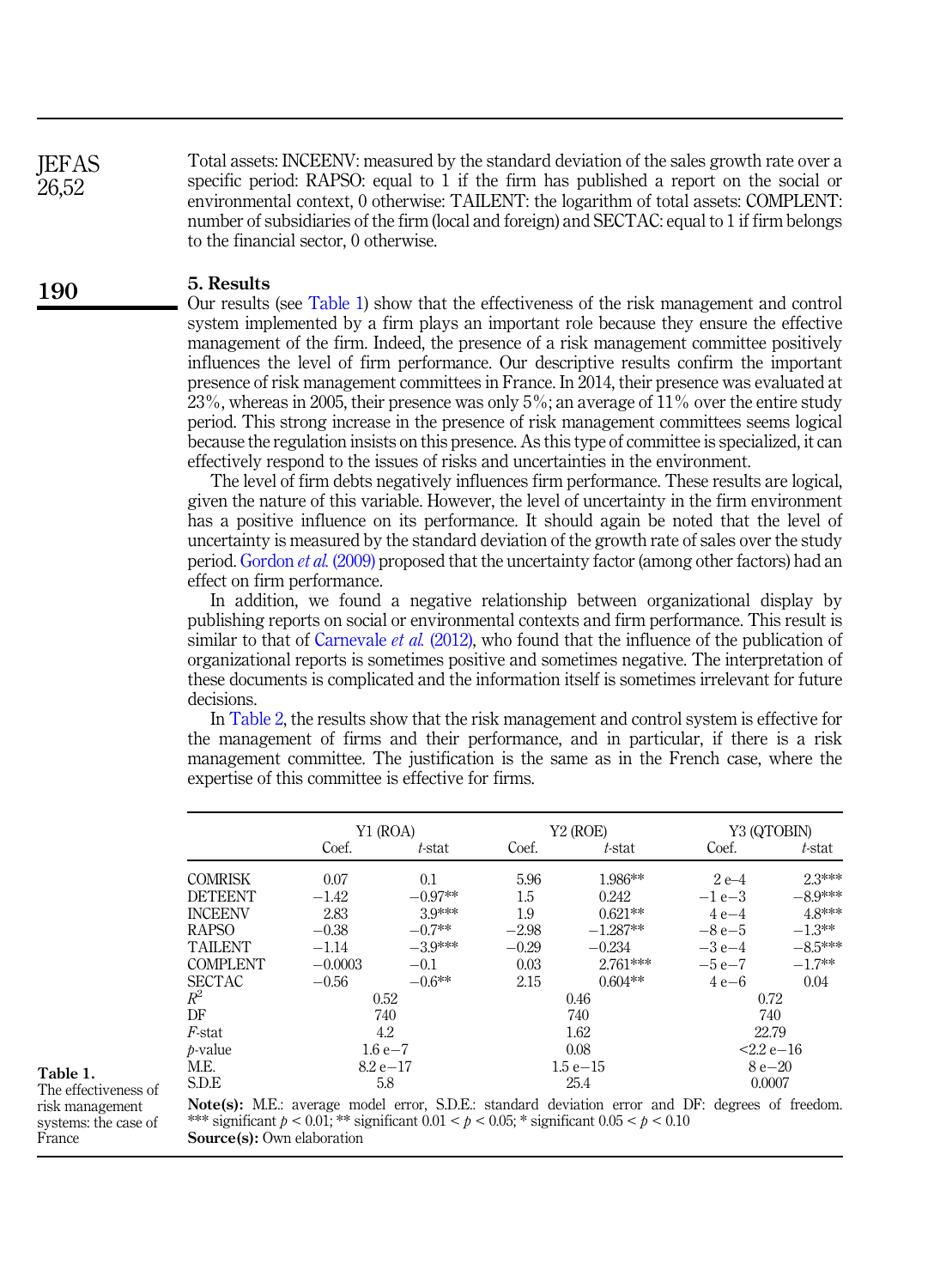Total assets: INCEENV: measured by the standard deviation of the sales growth rate over a specific period: RAPSO: equal to 1 if the firm has published a report on the social or environmental context, 0 otherwise: TAILENT: the logarithm of total assets: COMPLENT: number of subsidiaries of the firm (local and foreign) and SECTAC: equal to 1 if firm belongs to the financial sector, 0 otherwise.

## 5. Results

Our results (see Table 1) show that the effectiveness of the risk management and control system implemented by a firm plays an important role because they ensure the effective management of the firm. Indeed, the presence of a risk management committee positively influences the level of firm performance. Our descriptive results confirm the important presence of risk management committees in France. In 2014, their presence was evaluated at 23%, whereas in 2005, their presence was only 5%; an average of 11% over the entire study period. This strong increase in the presence of risk management committees seems logical because the regulation insists on this presence. As this type of committee is specialized, it can effectively respond to the issues of risks and uncertainties in the environment.

The level of firm debts negatively influences firm performance. These results are logical, given the nature of this variable. However, the level of uncertainty in the firm environment has a positive influence on its performance. It should again be noted that the level of uncertainty is measured by the standard deviation of the growth rate of sales over the study period. Gordon *et al.* (2009) proposed that the uncertainty factor (among other factors) had an effect on firm performance.

In addition, we found a negative relationship between organizational display by publishing reports on social or environmental contexts and firm performance. This result is similar to that of Carnevale *et al.* (2012), who found that the influence of the publication of organizational reports is sometimes positive and sometimes negative. The interpretation of these documents is complicated and the information itself is sometimes irrelevant for future decisions.

In Table 2, the results show that the risk management and control system is effective for the management of firms and their performance, and in particular, if there is a risk management committee. The justification is the same as in the French case, where the expertise of this committee is effective for firms.

| | Y1 (ROA) | | Y2 (ROE) | | Y3 (QTOBIN) | |
|---|---|---|---|---|---|---|
| | Coef. | *t*-stat | Coef. | *t*-stat | Coef. | *t*-stat |
| COMRISK | 0.07 | 0.1 | 5.96 | 1.986** | 2 e−4 | 2.3*** |
| DETEENT | −1.42 | −0.97** | 1.5 | 0.242 | −1 e−3 | −8.9*** |
| INCEENV | 2.83 | 3.9*** | 1.9 | 0.621** | 4 e−4 | 4.8*** |
| RAPSO | −0.38 | −0.7** | −2.98 | −1.287** | −8 e−5 | −1.3** |
| TAILENT | −1.14 | −3.9*** | −0.29 | −0.234 | −3 e−4 | −8.5*** |
| COMPLENT | −0.0003 | −0.1 | 0.03 | 2.761*** | −5 e−7 | −1.7** |
| SECTAC | −0.56 | −0.6** | 2.15 | 0.604** | 4 e−6 | 0.04 |
| $R^2$ | 0.52 | | 0.46 | | 0.72 | |
| DF | 740 | | 740 | | 740 | |
| *F*-stat | 4.2 | | 1.62 | | 22.79 | |
| *p*-value | 1.6 e−7 | | 0.08 | | <2.2 e−16 | |
| M.E. | 8.2 e−17 | | 1.5 e−15 | | 8 e−20 | |
| S.D.E | 5.8 | | 25.4 | | 0.0007 | |

**Note(s):** M.E.: average model error, S.D.E.: standard deviation error and DF: degrees of freedom. *** significant $p < 0.01$; ** significant $0.01 < p < 0.05$; * significant $0.05 < p < 0.10$

**Source(s):** Own elaboration

**Table 1.** The effectiveness of risk management systems: the case of France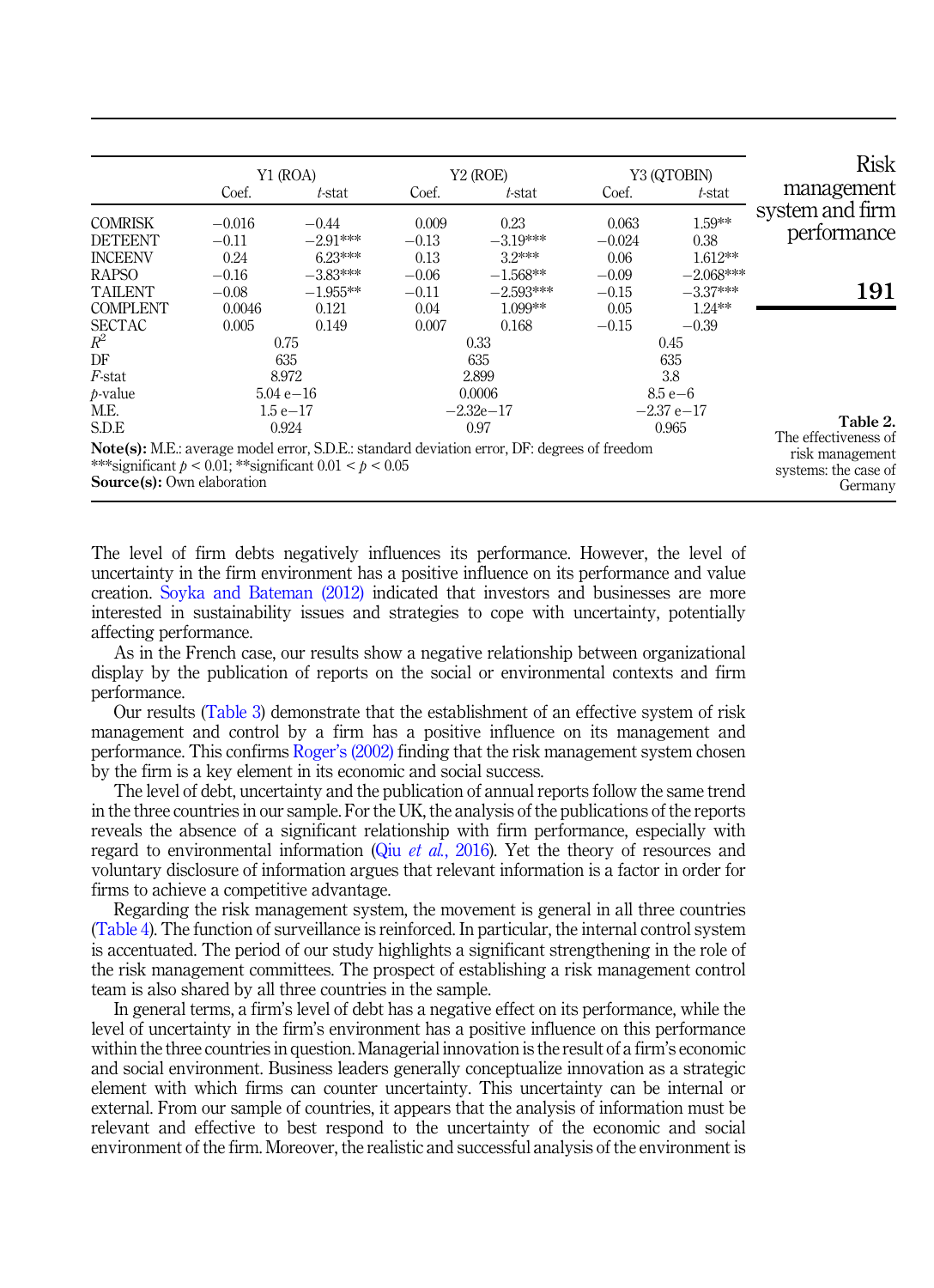| | Y1 (ROA) | | Y2 (ROE) | | Y3 (QTOBIN) | |
|---|---|---|---|---|---|---|
| | Coef. | *t*-stat | Coef. | *t*-stat | Coef. | *t*-stat |
| COMRISK | −0.016 | −0.44 | 0.009 | 0.23 | 0.063 | 1.59** |
| DETEENT | −0.11 | −2.91*** | −0.13 | −3.19*** | −0.024 | 0.38 |
| INCEENV | 0.24 | 6.23*** | 0.13 | 3.2*** | 0.06 | 1.612** |
| RAPSO | −0.16 | −3.83*** | −0.06 | −1.568** | −0.09 | −2.068*** |
| TAILENT | −0.08 | −1.955** | −0.11 | −2.593*** | −0.15 | −3.37*** |
| COMPLENT | 0.0046 | 0.121 | 0.04 | 1.099** | 0.05 | 1.24** |
| SECTAC | 0.005 | 0.149 | 0.007 | 0.168 | −0.15 | −0.39 |
| $R^2$ | 0.75 | | 0.33 | | 0.45 | |
| DF | 635 | | 635 | | 635 | |
| *F*-stat | 8.972 | | 2.899 | | 3.8 | |
| *p*-value | 5.04 e−16 | | 0.0006 | | 8.5 e−6 | |
| M.E. | 1.5 e−17 | | −2.32e−17 | | −2.37 e−17 | |
| S.D.E | 0.924 | | 0.97 | | 0.965 | |

**Note(s):** M.E.: average model error, S.D.E.: standard deviation error, DF: degrees of freedom
***significant $p < 0.01$; **significant $0.01 < p < 0.05$
**Source(s):** Own elaboration

**Table 2.** The effectiveness of risk management systems: the case of Germany

The level of firm debts negatively influences its performance. However, the level of uncertainty in the firm environment has a positive influence on its performance and value creation. Soyka and Bateman (2012) indicated that investors and businesses are more interested in sustainability issues and strategies to cope with uncertainty, potentially affecting performance.

As in the French case, our results show a negative relationship between organizational display by the publication of reports on the social or environmental contexts and firm performance.

Our results (Table 3) demonstrate that the establishment of an effective system of risk management and control by a firm has a positive influence on its management and performance. This confirms Roger's (2002) finding that the risk management system chosen by the firm is a key element in its economic and social success.

The level of debt, uncertainty and the publication of annual reports follow the same trend in the three countries in our sample. For the UK, the analysis of the publications of the reports reveals the absence of a significant relationship with firm performance, especially with regard to environmental information (Qiu *et al.*, 2016). Yet the theory of resources and voluntary disclosure of information argues that relevant information is a factor in order for firms to achieve a competitive advantage.

Regarding the risk management system, the movement is general in all three countries (Table 4). The function of surveillance is reinforced. In particular, the internal control system is accentuated. The period of our study highlights a significant strengthening in the role of the risk management committees. The prospect of establishing a risk management control team is also shared by all three countries in the sample.

In general terms, a firm's level of debt has a negative effect on its performance, while the level of uncertainty in the firm's environment has a positive influence on this performance within the three countries in question. Managerial innovation is the result of a firm's economic and social environment. Business leaders generally conceptualize innovation as a strategic element with which firms can counter uncertainty. This uncertainty can be internal or external. From our sample of countries, it appears that the analysis of information must be relevant and effective to best respond to the uncertainty of the economic and social environment of the firm. Moreover, the realistic and successful analysis of the environment is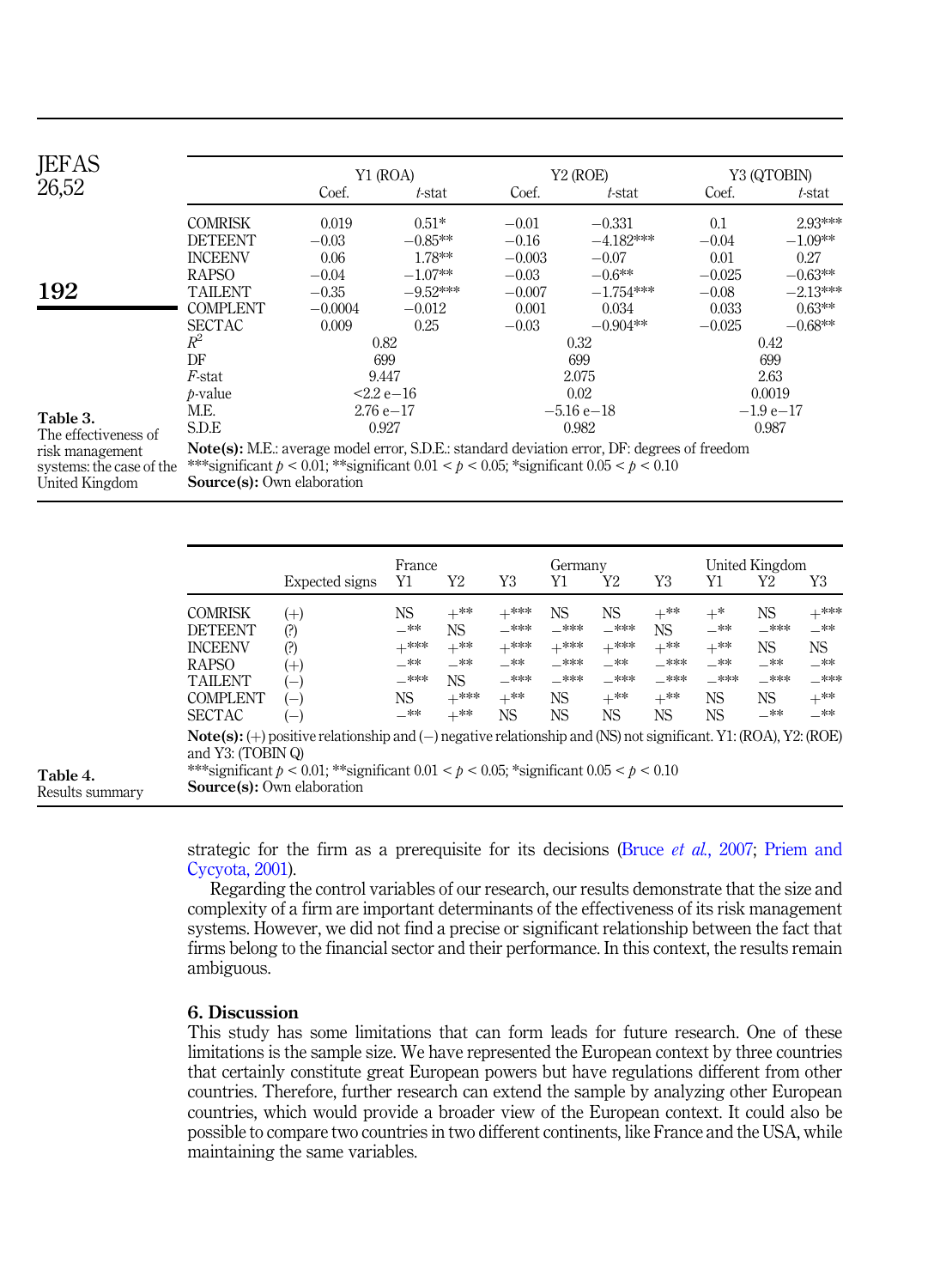| | Y1 (ROA) | | Y2 (ROE) | | Y3 (QTOBIN) | |
|---|---|---|---|---|---|---|
| | Coef. | *t*-stat | Coef. | *t*-stat | Coef. | *t*-stat |
| COMRISK | 0.019 | 0.51* | −0.01 | −0.331 | 0.1 | 2.93*** |
| DETEENT | −0.03 | −0.85** | −0.16 | −4.182*** | −0.04 | −1.09** |
| INCEENV | 0.06 | 1.78** | −0.003 | −0.07 | 0.01 | 0.27 |
| RAPSO | −0.04 | −1.07** | −0.03 | −0.6** | −0.025 | −0.63** |
| TAILENT | −0.35 | −9.52*** | −0.007 | −1.754*** | −0.08 | −2.13*** |
| COMPLENT | −0.0004 | −0.012 | 0.001 | 0.034 | 0.033 | 0.63** |
| SECTAC | 0.009 | 0.25 | −0.03 | −0.904** | −0.025 | −0.68** |
| $R^2$ | 0.82 | | 0.32 | | 0.42 | |
| DF | 699 | | 699 | | 699 | |
| *F*-stat | 9.447 | | 2.075 | | 2.63 | |
| *p*-value | <2.2 e−16 | | 0.02 | | 0.0019 | |
| M.E. | 2.76 e−17 | | −5.16 e−18 | | −1.9 e−17 | |
| S.D.E | 0.927 | | 0.982 | | 0.987 | |

**Note(s):** M.E.: average model error, S.D.E.: standard deviation error, DF: degrees of freedom
***significant $p < 0.01$; **significant $0.01 < p < 0.05$; *significant $0.05 < p < 0.10$
**Source(s):** Own elaboration

**Table 3.** The effectiveness of risk management systems: the case of the United Kingdom

| | Expected signs | France | | | Germany | | | United Kingdom | | |
|---|---|---|---|---|---|---|---|---|---|---|
| | | Y1 | Y2 | Y3 | Y1 | Y2 | Y3 | Y1 | Y2 | Y3 |
| COMRISK | (+) | NS | +** | +*** | NS | NS | +** | +* | NS | +*** |
| DETEENT | (?) | −** | NS | −*** | −*** | −*** | NS | −** | −*** | −** |
| INCEENV | (?) | +*** | +** | +*** | +*** | +*** | +** | +** | NS | NS |
| RAPSO | (+) | −** | −** | −** | −*** | −** | −*** | −** | −** | −** |
| TAILENT | (−) | −*** | NS | −*** | −*** | −*** | −*** | −*** | −*** | −*** |
| COMPLENT | (−) | NS | +*** | +** | NS | +** | +** | NS | NS | +** |
| SECTAC | (−) | −** | +** | NS | NS | NS | NS | NS | −** | −** |

**Note(s):** (+) positive relationship and (−) negative relationship and (NS) not significant. Y1: (ROA), Y2: (ROE) and Y3: (TOBIN Q)
***significant $p < 0.01$; **significant $0.01 < p < 0.05$; *significant $0.05 < p < 0.10$
**Source(s):** Own elaboration

**Table 4.** Results summary

strategic for the firm as a prerequisite for its decisions (Bruce *et al.*, 2007; Priem and Cycyota, 2001).

Regarding the control variables of our research, our results demonstrate that the size and complexity of a firm are important determinants of the effectiveness of its risk management systems. However, we did not find a precise or significant relationship between the fact that firms belong to the financial sector and their performance. In this context, the results remain ambiguous.

## 6. Discussion

This study has some limitations that can form leads for future research. One of these limitations is the sample size. We have represented the European context by three countries that certainly constitute great European powers but have regulations different from other countries. Therefore, further research can extend the sample by analyzing other European countries, which would provide a broader view of the European context. It could also be possible to compare two countries in two different continents, like France and the USA, while maintaining the same variables.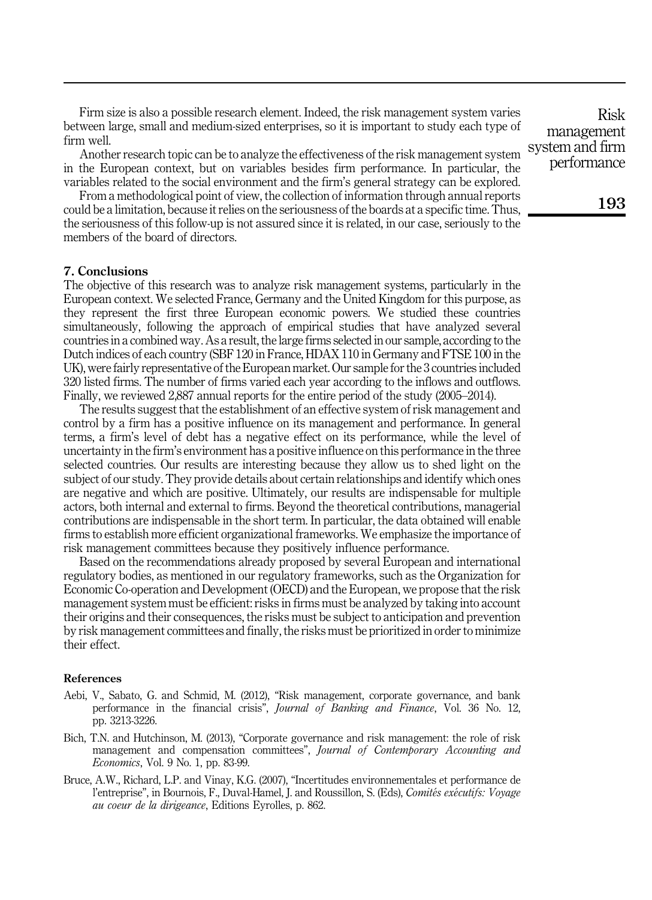Firm size is also a possible research element. Indeed, the risk management system varies between large, small and medium-sized enterprises, so it is important to study each type of firm well.

Another research topic can be to analyze the effectiveness of the risk management system in the European context, but on variables besides firm performance. In particular, the variables related to the social environment and the firm's general strategy can be explored.

From a methodological point of view, the collection of information through annual reports could be a limitation, because it relies on the seriousness of the boards at a specific time. Thus, the seriousness of this follow-up is not assured since it is related, in our case, seriously to the members of the board of directors.

## 7. Conclusions

The objective of this research was to analyze risk management systems, particularly in the European context. We selected France, Germany and the United Kingdom for this purpose, as they represent the first three European economic powers. We studied these countries simultaneously, following the approach of empirical studies that have analyzed several countries in a combined way. As a result, the large firms selected in our sample, according to the Dutch indices of each country (SBF 120 in France, HDAX 110 in Germany and FTSE 100 in the UK), were fairly representative of the European market. Our sample for the 3 countries included 320 listed firms. The number of firms varied each year according to the inflows and outflows. Finally, we reviewed 2,887 annual reports for the entire period of the study (2005–2014).

The results suggest that the establishment of an effective system of risk management and control by a firm has a positive influence on its management and performance. In general terms, a firm's level of debt has a negative effect on its performance, while the level of uncertainty in the firm's environment has a positive influence on this performance in the three selected countries. Our results are interesting because they allow us to shed light on the subject of our study. They provide details about certain relationships and identify which ones are negative and which are positive. Ultimately, our results are indispensable for multiple actors, both internal and external to firms. Beyond the theoretical contributions, managerial contributions are indispensable in the short term. In particular, the data obtained will enable firms to establish more efficient organizational frameworks. We emphasize the importance of risk management committees because they positively influence performance.

Based on the recommendations already proposed by several European and international regulatory bodies, as mentioned in our regulatory frameworks, such as the Organization for Economic Co-operation and Development (OECD) and the European, we propose that the risk management system must be efficient: risks in firms must be analyzed by taking into account their origins and their consequences, the risks must be subject to anticipation and prevention by risk management committees and finally, the risks must be prioritized in order to minimize their effect.

### References

Aebi, V., Sabato, G. and Schmid, M. (2012), "Risk management, corporate governance, and bank performance in the financial crisis", *Journal of Banking and Finance*, Vol. 36 No. 12, pp. 3213-3226.

Bich, T.N. and Hutchinson, M. (2013), "Corporate governance and risk management: the role of risk management and compensation committees", *Journal of Contemporary Accounting and Economics*, Vol. 9 No. 1, pp. 83-99.

Bruce, A.W., Richard, L.P. and Vinay, K.G. (2007), "Incertitudes environnementales et performance de l'entreprise", in Bournois, F., Duval-Hamel, J. and Roussillon, S. (Eds), *Comités exécutifs: Voyage au coeur de la dirigeance*, Editions Eyrolles, p. 862.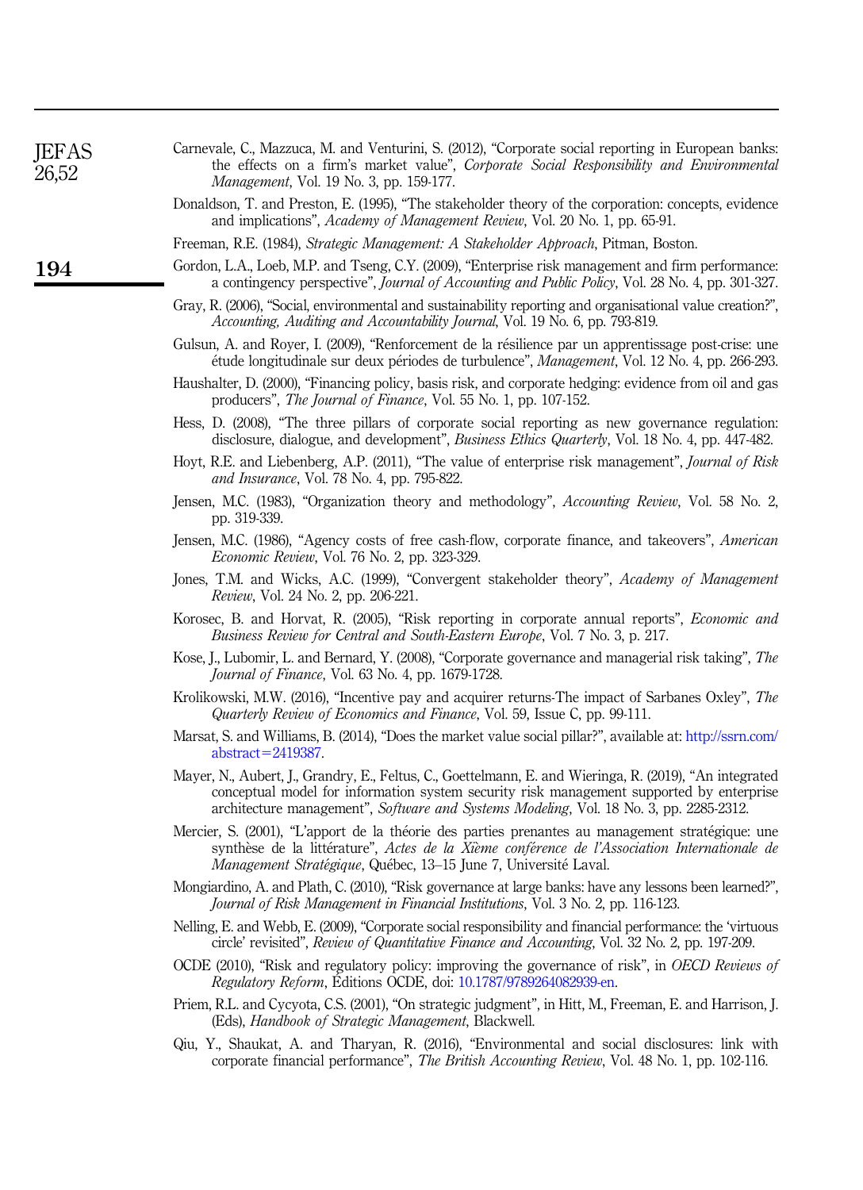Carnevale, C., Mazzuca, M. and Venturini, S. (2012), "Corporate social reporting in European banks: the effects on a firm's market value", *Corporate Social Responsibility and Environmental Management*, Vol. 19 No. 3, pp. 159-177.

Donaldson, T. and Preston, E. (1995), "The stakeholder theory of the corporation: concepts, evidence and implications", *Academy of Management Review*, Vol. 20 No. 1, pp. 65-91.

Freeman, R.E. (1984), *Strategic Management: A Stakeholder Approach*, Pitman, Boston.

Gordon, L.A., Loeb, M.P. and Tseng, C.Y. (2009), "Enterprise risk management and firm performance: a contingency perspective", *Journal of Accounting and Public Policy*, Vol. 28 No. 4, pp. 301-327.

Gray, R. (2006), "Social, environmental and sustainability reporting and organisational value creation?", *Accounting, Auditing and Accountability Journal*, Vol. 19 No. 6, pp. 793-819.

Gulsun, A. and Royer, I. (2009), "Renforcement de la résilience par un apprentissage post-crise: une étude longitudinale sur deux périodes de turbulence", *Management*, Vol. 12 No. 4, pp. 266-293.

Haushalter, D. (2000), "Financing policy, basis risk, and corporate hedging: evidence from oil and gas producers", *The Journal of Finance*, Vol. 55 No. 1, pp. 107-152.

Hess, D. (2008), "The three pillars of corporate social reporting as new governance regulation: disclosure, dialogue, and development", *Business Ethics Quarterly*, Vol. 18 No. 4, pp. 447-482.

Hoyt, R.E. and Liebenberg, A.P. (2011), "The value of enterprise risk management", *Journal of Risk and Insurance*, Vol. 78 No. 4, pp. 795-822.

Jensen, M.C. (1983), "Organization theory and methodology", *Accounting Review*, Vol. 58 No. 2, pp. 319-339.

Jensen, M.C. (1986), "Agency costs of free cash-flow, corporate finance, and takeovers", *American Economic Review*, Vol. 76 No. 2, pp. 323-329.

Jones, T.M. and Wicks, A.C. (1999), "Convergent stakeholder theory", *Academy of Management Review*, Vol. 24 No. 2, pp. 206-221.

Korosec, B. and Horvat, R. (2005), "Risk reporting in corporate annual reports", *Economic and Business Review for Central and South-Eastern Europe*, Vol. 7 No. 3, p. 217.

Kose, J., Lubomir, L. and Bernard, Y. (2008), "Corporate governance and managerial risk taking", *The Journal of Finance*, Vol. 63 No. 4, pp. 1679-1728.

Krolikowski, M.W. (2016), "Incentive pay and acquirer returns-The impact of Sarbanes Oxley", *The Quarterly Review of Economics and Finance*, Vol. 59, Issue C, pp. 99-111.

Marsat, S. and Williams, B. (2014), "Does the market value social pillar?", available at: http://ssrn.com/abstract=2419387.

Mayer, N., Aubert, J., Grandry, E., Feltus, C., Goettelmann, E. and Wieringa, R. (2019), "An integrated conceptual model for information system security risk management supported by enterprise architecture management", *Software and Systems Modeling*, Vol. 18 No. 3, pp. 2285-2312.

Mercier, S. (2001), "L'apport de la théorie des parties prenantes au management stratégique: une synthèse de la littérature", *Actes de la Xième conférence de l'Association Internationale de Management Stratégique*, Québec, 13–15 June 7, Université Laval.

Mongiardino, A. and Plath, C. (2010), "Risk governance at large banks: have any lessons been learned?", *Journal of Risk Management in Financial Institutions*, Vol. 3 No. 2, pp. 116-123.

Nelling, E. and Webb, E. (2009), "Corporate social responsibility and financial performance: the 'virtuous circle' revisited", *Review of Quantitative Finance and Accounting*, Vol. 32 No. 2, pp. 197-209.

OCDE (2010), "Risk and regulatory policy: improving the governance of risk", in *OECD Reviews of Regulatory Reform*, Éditions OCDE, doi: 10.1787/9789264082939-en.

Priem, R.L. and Cycyota, C.S. (2001), "On strategic judgment", in Hitt, M., Freeman, E. and Harrison, J. (Eds), *Handbook of Strategic Management*, Blackwell.

Qiu, Y., Shaukat, A. and Tharyan, R. (2016), "Environmental and social disclosures: link with corporate financial performance", *The British Accounting Review*, Vol. 48 No. 1, pp. 102-116.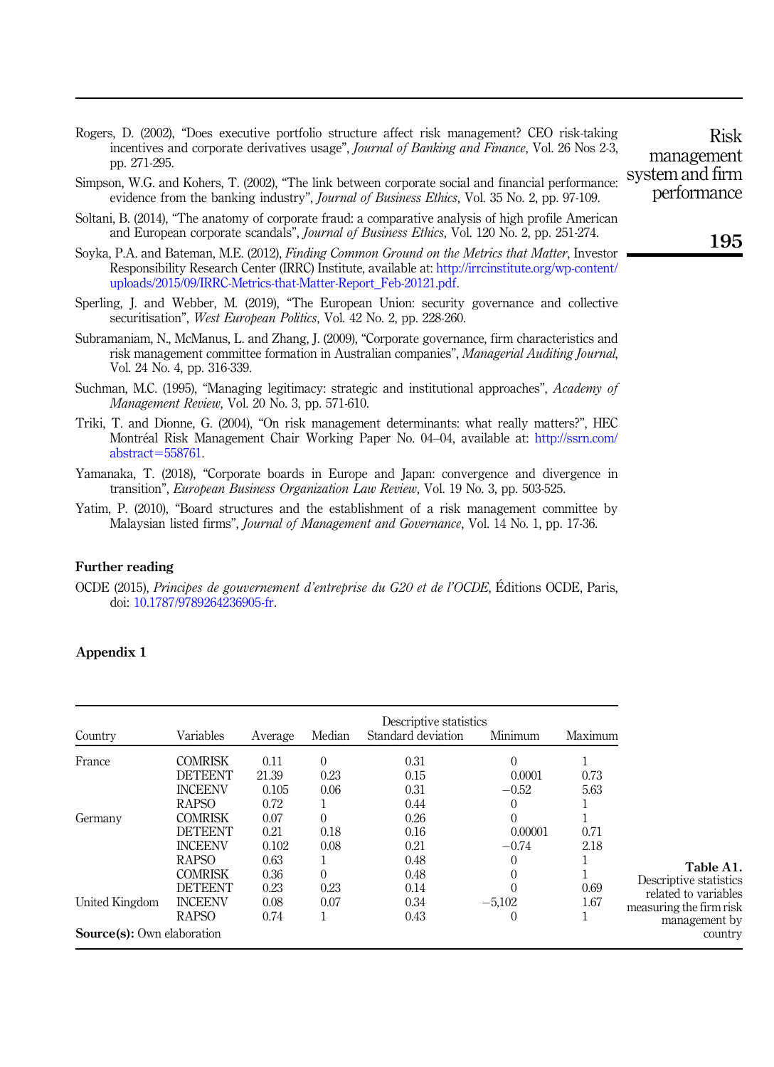Rogers, D. (2002), "Does executive portfolio structure affect risk management? CEO risk-taking incentives and corporate derivatives usage", *Journal of Banking and Finance*, Vol. 26 Nos 2-3, pp. 271-295.

Simpson, W.G. and Kohers, T. (2002), "The link between corporate social and financial performance: evidence from the banking industry", *Journal of Business Ethics*, Vol. 35 No. 2, pp. 97-109.

Soltani, B. (2014), "The anatomy of corporate fraud: a comparative analysis of high profile American and European corporate scandals", *Journal of Business Ethics*, Vol. 120 No. 2, pp. 251-274.

Soyka, P.A. and Bateman, M.E. (2012), *Finding Common Ground on the Metrics that Matter*, Investor Responsibility Research Center (IRRC) Institute, available at: http://irrcinstitute.org/wp-content/uploads/2015/09/IRRC-Metrics-that-Matter-Report_Feb-20121.pdf.

Sperling, J. and Webber, M. (2019), "The European Union: security governance and collective securitisation", *West European Politics*, Vol. 42 No. 2, pp. 228-260.

Subramaniam, N., McManus, L. and Zhang, J. (2009), "Corporate governance, firm characteristics and risk management committee formation in Australian companies", *Managerial Auditing Journal*, Vol. 24 No. 4, pp. 316-339.

Suchman, M.C. (1995), "Managing legitimacy: strategic and institutional approaches", *Academy of Management Review*, Vol. 20 No. 3, pp. 571-610.

Triki, T. and Dionne, G. (2004), "On risk management determinants: what really matters?", HEC Montréal Risk Management Chair Working Paper No. 04–04, available at: http://ssrn.com/abstract=558761.

Yamanaka, T. (2018), "Corporate boards in Europe and Japan: convergence and divergence in transition", *European Business Organization Law Review*, Vol. 19 No. 3, pp. 503-525.

Yatim, P. (2010), "Board structures and the establishment of a risk management committee by Malaysian listed firms", *Journal of Management and Governance*, Vol. 14 No. 1, pp. 17-36.

## Further reading

OCDE (2015), *Principes de gouvernement d'entreprise du G20 et de l'OCDE*, Éditions OCDE, Paris, doi: 10.1787/9789264236905-fr.

## Appendix 1

**Table A1.** Descriptive statistics related to variables measuring the firm risk management by country

| Country | Variables | Descriptive statistics Average | Median | Standard deviation | Minimum | Maximum |
|---|---|---|---|---|---|---|
| France | COMRISK | 0.11 | 0 | 0.31 | 0 | 1 |
| | DETEENT | 21.39 | 0.23 | 0.15 | 0.0001 | 0.73 |
| | INCEENV | 0.105 | 0.06 | 0.31 | −0.52 | 5.63 |
| | RAPSO | 0.72 | 1 | 0.44 | 0 | 1 |
| Germany | COMRISK | 0.07 | 0 | 0.26 | 0 | 1 |
| | DETEENT | 0.21 | 0.18 | 0.16 | 0.00001 | 0.71 |
| | INCEENV | 0.102 | 0.08 | 0.21 | −0.74 | 2.18 |
| | RAPSO | 0.63 | 1 | 0.48 | 0 | 1 |
| United Kingdom | COMRISK | 0.36 | 0 | 0.48 | 0 | 1 |
| | DETEENT | 0.23 | 0.23 | 0.14 | 0 | 0.69 |
| | INCEENV | 0.08 | 0.07 | 0.34 | −5,102 | 1.67 |
| | RAPSO | 0.74 | 1 | 0.43 | 0 | 1 |

**Source(s):** Own elaboration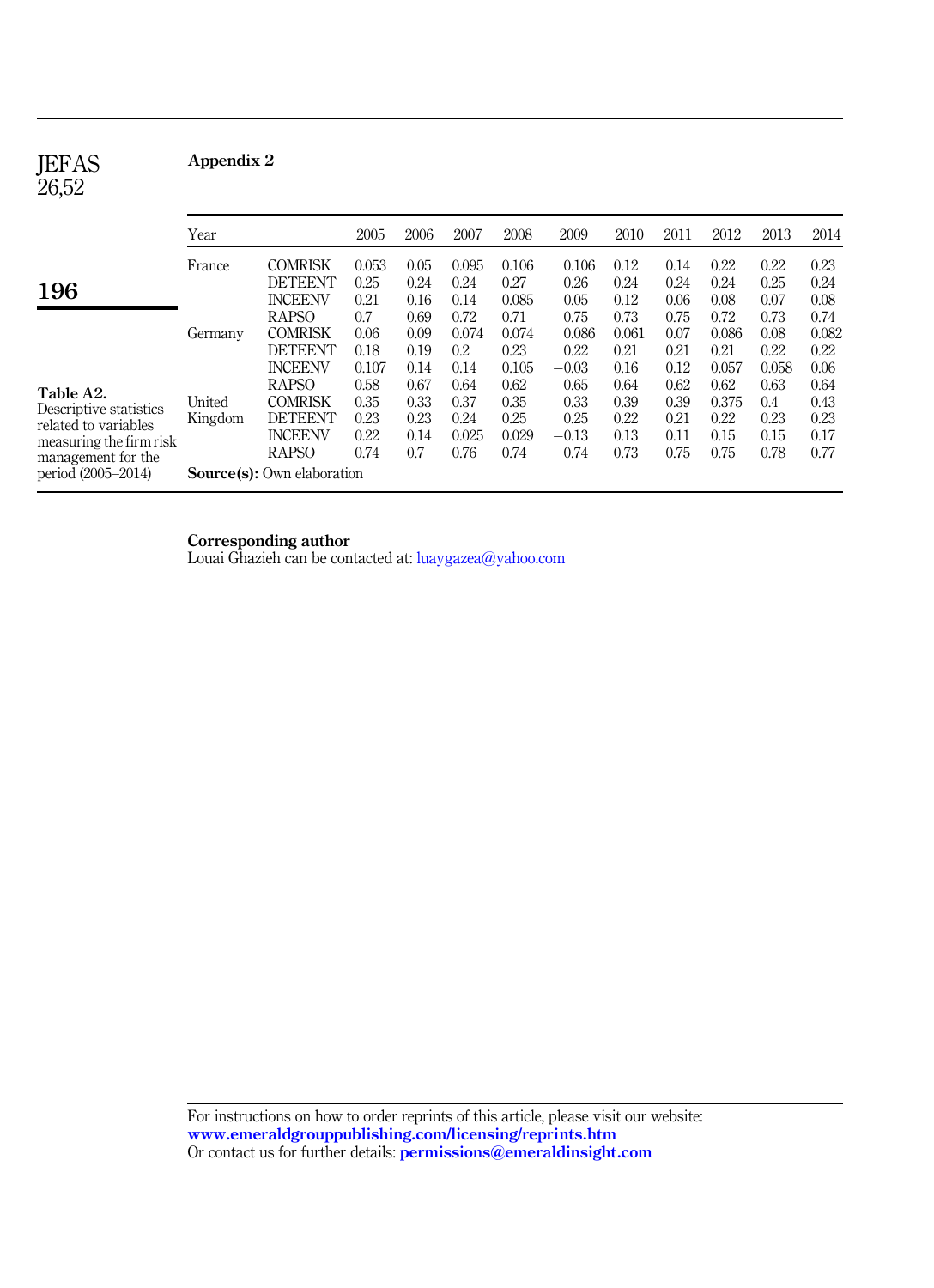## Appendix 2

**Table A2.** Descriptive statistics related to variables measuring the firm risk management for the period (2005–2014)

| Year | | 2005 | 2006 | 2007 | 2008 | 2009 | 2010 | 2011 | 2012 | 2013 | 2014 |
|---|---|---|---|---|---|---|---|---|---|---|---|
| France | COMRISK | 0.053 | 0.05 | 0.095 | 0.106 | 0.106 | 0.12 | 0.14 | 0.22 | 0.22 | 0.23 |
| | DETEENT | 0.25 | 0.24 | 0.24 | 0.27 | 0.26 | 0.24 | 0.24 | 0.24 | 0.25 | 0.24 |
| | INCEENV | 0.21 | 0.16 | 0.14 | 0.085 | −0.05 | 0.12 | 0.06 | 0.08 | 0.07 | 0.08 |
| | RAPSO | 0.7 | 0.69 | 0.72 | 0.71 | 0.75 | 0.73 | 0.75 | 0.72 | 0.73 | 0.74 |
| Germany | COMRISK | 0.06 | 0.09 | 0.074 | 0.074 | 0.086 | 0.061 | 0.07 | 0.086 | 0.08 | 0.082 |
| | DETEENT | 0.18 | 0.19 | 0.2 | 0.23 | 0.22 | 0.21 | 0.21 | 0.21 | 0.22 | 0.22 |
| | INCEENV | 0.107 | 0.14 | 0.14 | 0.105 | −0.03 | 0.16 | 0.12 | 0.057 | 0.058 | 0.06 |
| | RAPSO | 0.58 | 0.67 | 0.64 | 0.62 | 0.65 | 0.64 | 0.62 | 0.62 | 0.63 | 0.64 |
| United Kingdom | COMRISK | 0.35 | 0.33 | 0.37 | 0.35 | 0.33 | 0.39 | 0.39 | 0.375 | 0.4 | 0.43 |
| | DETEENT | 0.23 | 0.23 | 0.24 | 0.25 | 0.25 | 0.22 | 0.21 | 0.22 | 0.23 | 0.23 |
| | INCEENV | 0.22 | 0.14 | 0.025 | 0.029 | −0.13 | 0.13 | 0.11 | 0.15 | 0.15 | 0.17 |
| | RAPSO | 0.74 | 0.7 | 0.76 | 0.74 | 0.74 | 0.73 | 0.75 | 0.75 | 0.78 | 0.77 |

**Source(s):** Own elaboration

**Corresponding author**
Louai Ghazieh can be contacted at: luaygazea@yahoo.com

For instructions on how to order reprints of this article, please visit our website:
**www.emeraldgrouppublishing.com/licensing/reprints.htm**
Or contact us for further details: **permissions@emeraldinsight.com**